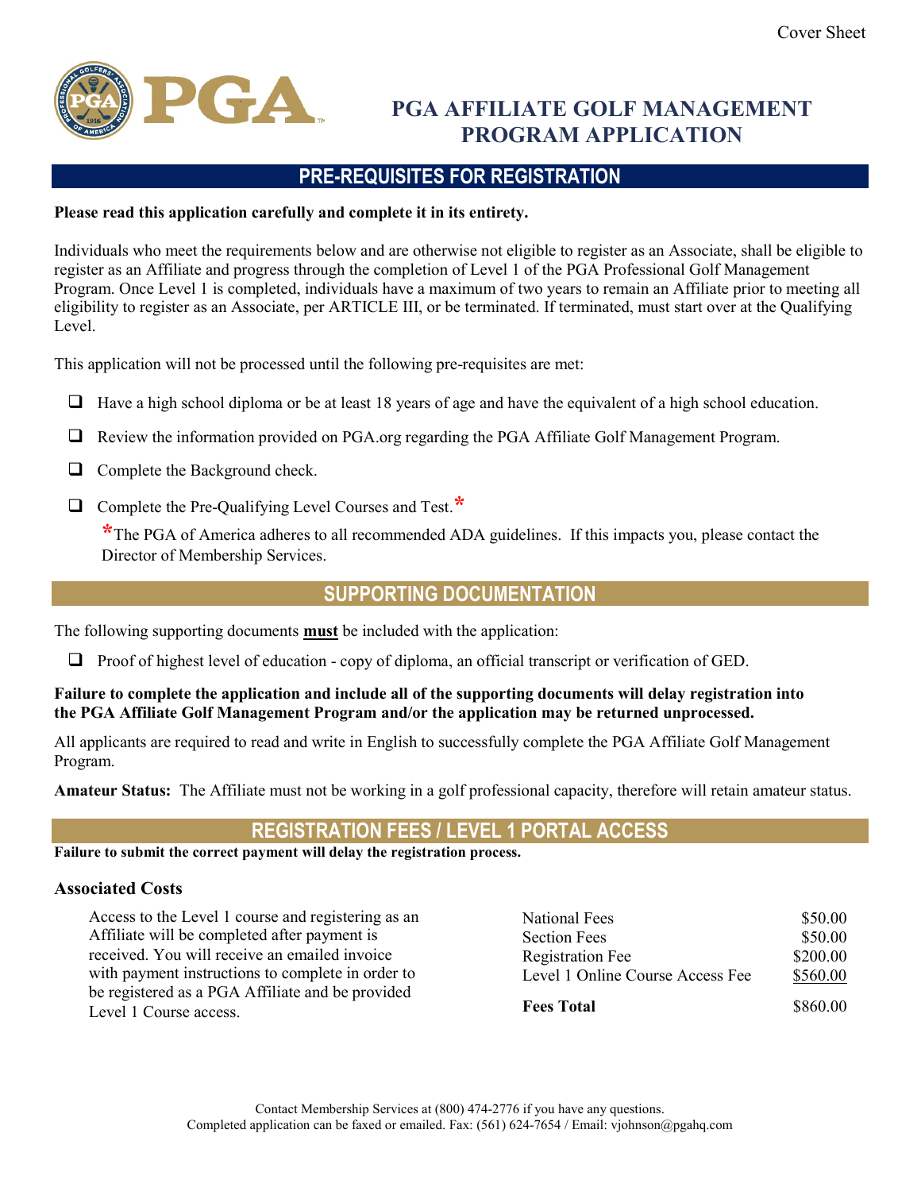Cover Sheet

# PGA AFFILIATE GOLF MANAGEMENT PROGRAM APPLICATION

## PRE-REQUISITES FOR REGISTRATION

**Please read this application carefully and complete it in its entirety.**

Individuals who meet the requirements below and are otherwise not eligible to register as an Associate, shall be eligible to register as an Affiliate and progress through the completion of Level 1 of the PGA Professional Golf Management Program. Once Level 1 is completed, individuals have a maximum of two years to remain an Affiliate prior to meeting all eligibility to register as an Associate, per ARTICLE III, or be terminated. If terminated, must start over at the Qualifying Level.

This application will not be processed until the following pre-requisites are met:

- ☐ Have a high school diploma or be at least 18 years of age and have the equivalent of a high school education.
- ☐ Review the information provided on PGA.org regarding the PGA Affiliate Golf Management Program.
- ☐ Complete the Background check.
- ☐ Complete the Pre-Qualifying Level Courses and Test.*

  *The PGA of America adheres to all recommended ADA guidelines. If this impacts you, please contact the Director of Membership Services.

## SUPPORTING DOCUMENTATION

The following supporting documents **must** be included with the application:

- ☐ Proof of highest level of education - copy of diploma, an official transcript or verification of GED.

**Failure to complete the application and include all of the supporting documents will delay registration into the PGA Affiliate Golf Management Program and/or the application may be returned unprocessed.**

All applicants are required to read and write in English to successfully complete the PGA Affiliate Golf Management Program.

**Amateur Status:** The Affiliate must not be working in a golf professional capacity, therefore will retain amateur status.

## REGISTRATION FEES / LEVEL 1 PORTAL ACCESS

**Failure to submit the correct payment will delay the registration process.**

### Associated Costs

Access to the Level 1 course and registering as an Affiliate will be completed after payment is received. You will receive an emailed invoice with payment instructions to complete in order to be registered as a PGA Affiliate and be provided Level 1 Course access.

| | |
|---|---|
| National Fees | $50.00 |
| Section Fees | $50.00 |
| Registration Fee | $200.00 |
| Level 1 Online Course Access Fee | $560.00 |
| **Fees Total** | $860.00 |

Contact Membership Services at (800) 474-2776 if you have any questions.
Completed application can be faxed or emailed. Fax: (561) 624-7654 / Email: vjohnson@pgahq.com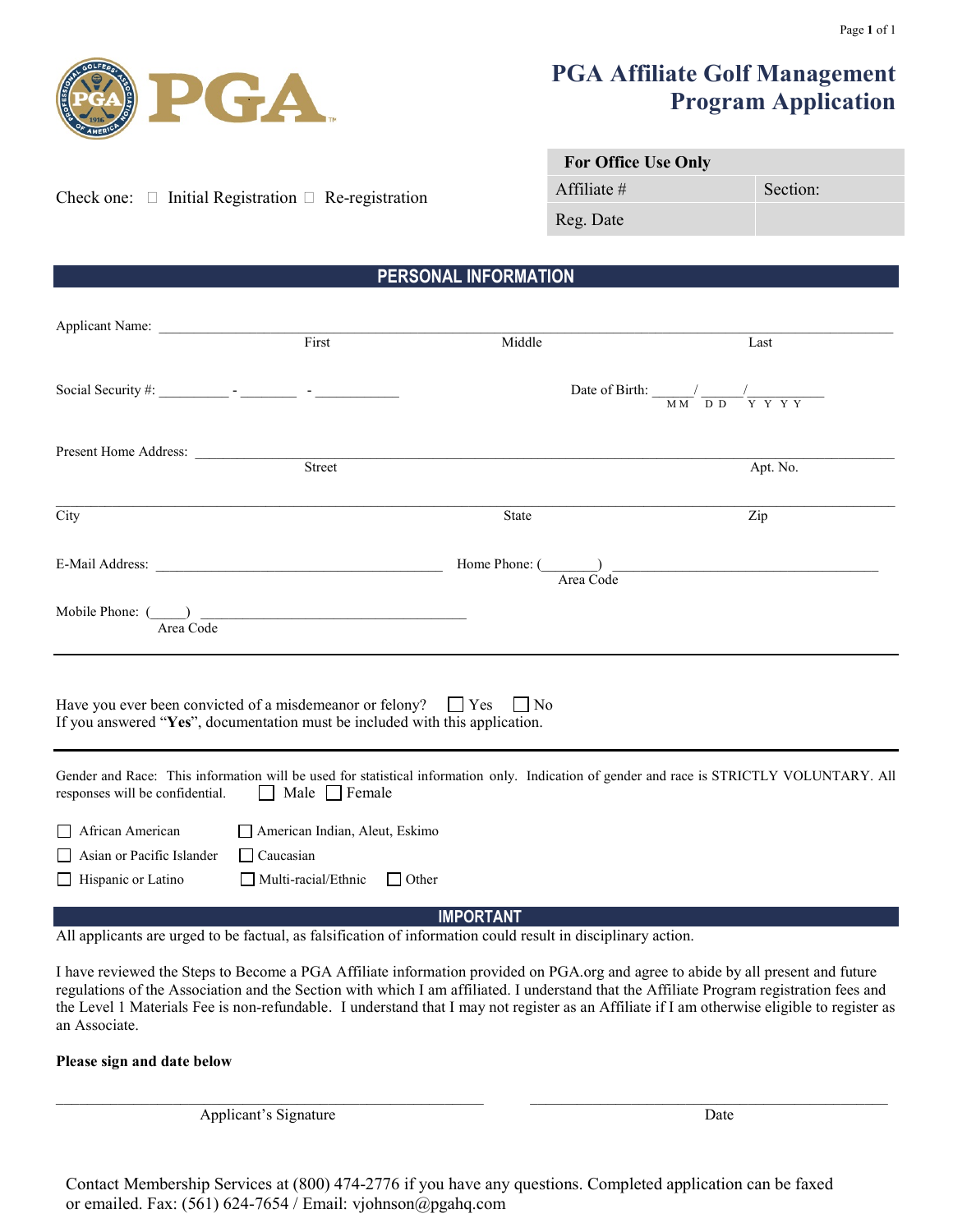# PGA Affiliate Golf Management Program Application

Check one: ☐ Initial Registration ☐ Re-registration

| For Office Use Only | |
|---|---|
| Affiliate # | Section: |
| Reg. Date | |

## PERSONAL INFORMATION

Applicant Name: ______________________________________________
First Middle Last

Social Security #: __________ - ________ - ____________

Date of Birth: ______/ ______/__________
MM DD YYYY

Present Home Address: ______________________________________________
Street Apt. No.

______________________________________________
City State Zip

E-Mail Address: ________________________________ Home Phone: (_______) ______________________
Area Code

Mobile Phone: (_____) ______________________
Area Code

---

Have you ever been convicted of a misdemeanor or felony? ☐ Yes ☐ No
If you answered "**Yes**", documentation must be included with this application.

---

Gender and Race: This information will be used for statistical information only. Indication of gender and race is STRICTLY VOLUNTARY. All responses will be confidential. ☐ Male ☐ Female

☐ African American ☐ American Indian, Aleut, Eskimo
☐ Asian or Pacific Islander ☐ Caucasian
☐ Hispanic or Latino ☐ Multi-racial/Ethnic ☐ Other

## IMPORTANT

All applicants are urged to be factual, as falsification of information could result in disciplinary action.

I have reviewed the Steps to Become a PGA Affiliate information provided on PGA.org and agree to abide by all present and future regulations of the Association and the Section with which I am affiliated. I understand that the Affiliate Program registration fees and the Level 1 Materials Fee is non-refundable. I understand that I may not register as an Affiliate if I am otherwise eligible to register as an Associate.

**Please sign and date below**

______________________________ ______________________________
Applicant's Signature Date

Contact Membership Services at (800) 474-2776 if you have any questions. Completed application can be faxed or emailed. Fax: (561) 624-7654 / Email: vjohnson@pgahq.com